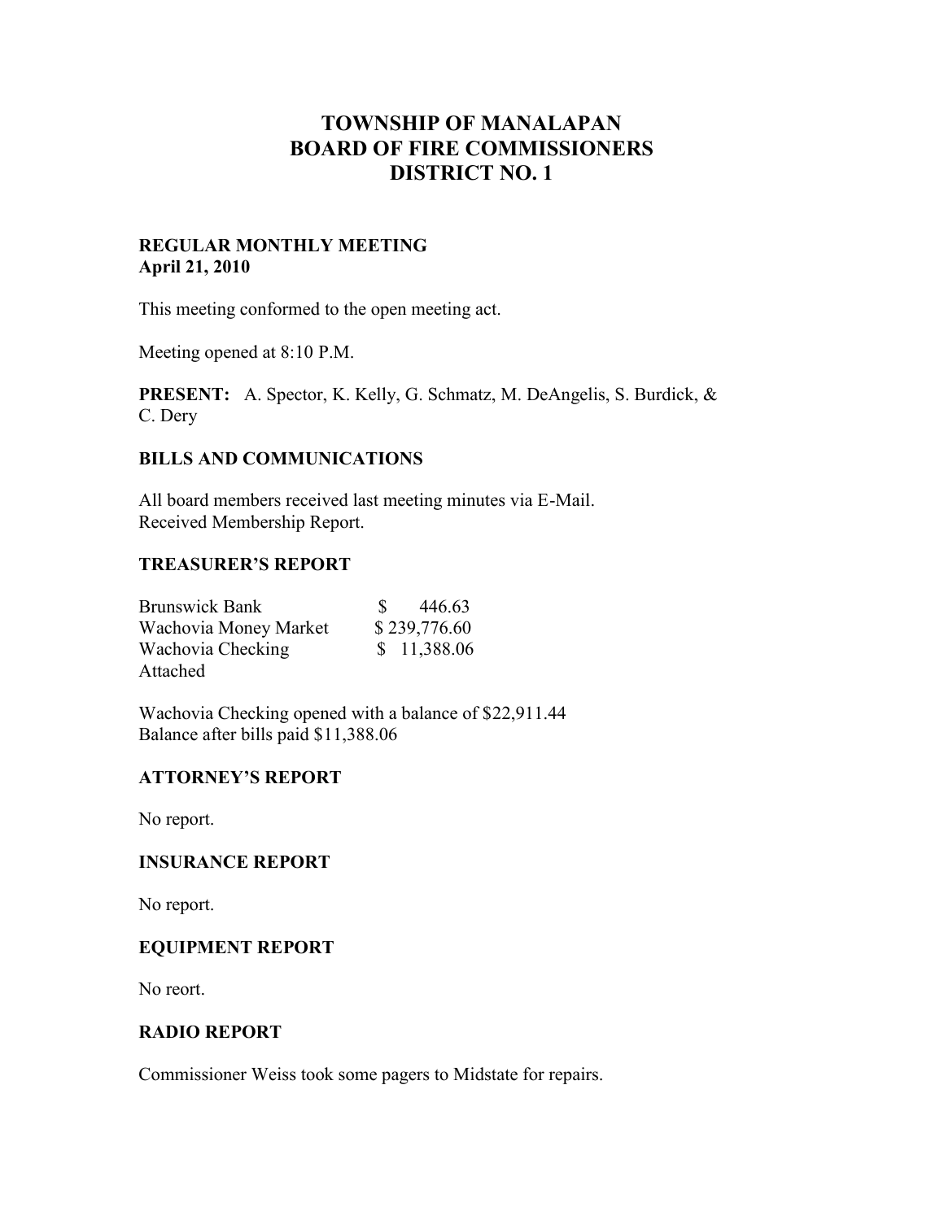# TOWNSHIP OF MANALAPAN
# BOARD OF FIRE COMMISSIONERS
# DISTRICT NO. 1

**REGULAR MONTHLY MEETING**
**April 21, 2010**

This meeting conformed to the open meeting act.

Meeting opened at 8:10 P.M.

**PRESENT:** A. Spector, K. Kelly, G. Schmatz, M. DeAngelis, S. Burdick, & C. Dery

## BILLS AND COMMUNICATIONS

All board members received last meeting minutes via E-Mail.
Received Membership Report.

## TREASURER'S REPORT

| | |
|---|---|
| Brunswick Bank | $ 446.63 |
| Wachovia Money Market | $ 239,776.60 |
| Wachovia Checking | $ 11,388.06 |

Attached

Wachovia Checking opened with a balance of $22,911.44
Balance after bills paid $11,388.06

## ATTORNEY'S REPORT

No report.

## INSURANCE REPORT

No report.

## EQUIPMENT REPORT

No reort.

## RADIO REPORT

Commissioner Weiss took some pagers to Midstate for repairs.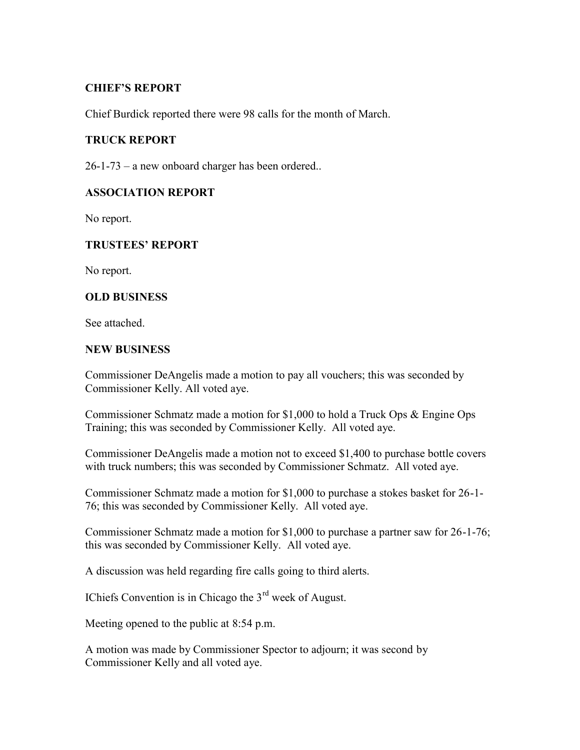## CHIEF'S REPORT

Chief Burdick reported there were 98 calls for the month of March.

## TRUCK REPORT

26-1-73 – a new onboard charger has been ordered..

## ASSOCIATION REPORT

No report.

## TRUSTEES' REPORT

No report.

## OLD BUSINESS

See attached.

## NEW BUSINESS

Commissioner DeAngelis made a motion to pay all vouchers; this was seconded by Commissioner Kelly. All voted aye.

Commissioner Schmatz made a motion for $1,000 to hold a Truck Ops & Engine Ops Training; this was seconded by Commissioner Kelly. All voted aye.

Commissioner DeAngelis made a motion not to exceed $1,400 to purchase bottle covers with truck numbers; this was seconded by Commissioner Schmatz. All voted aye.

Commissioner Schmatz made a motion for $1,000 to purchase a stokes basket for 26-1-76; this was seconded by Commissioner Kelly. All voted aye.

Commissioner Schmatz made a motion for $1,000 to purchase a partner saw for 26-1-76; this was seconded by Commissioner Kelly. All voted aye.

A discussion was held regarding fire calls going to third alerts.

IChiefs Convention is in Chicago the 3rd week of August.

Meeting opened to the public at 8:54 p.m.

A motion was made by Commissioner Spector to adjourn; it was second by Commissioner Kelly and all voted aye.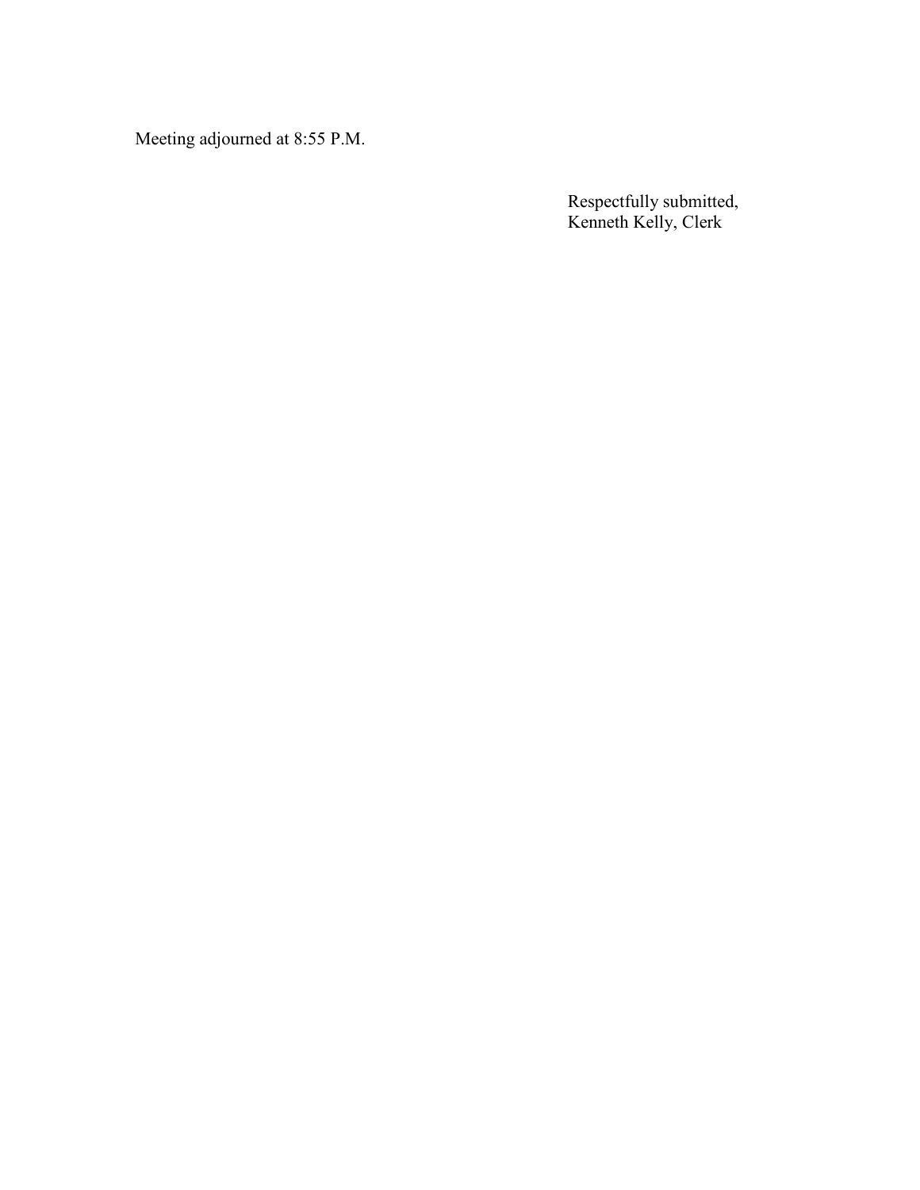Meeting adjourned at 8:55 P.M.

Respectfully submitted,
Kenneth Kelly, Clerk